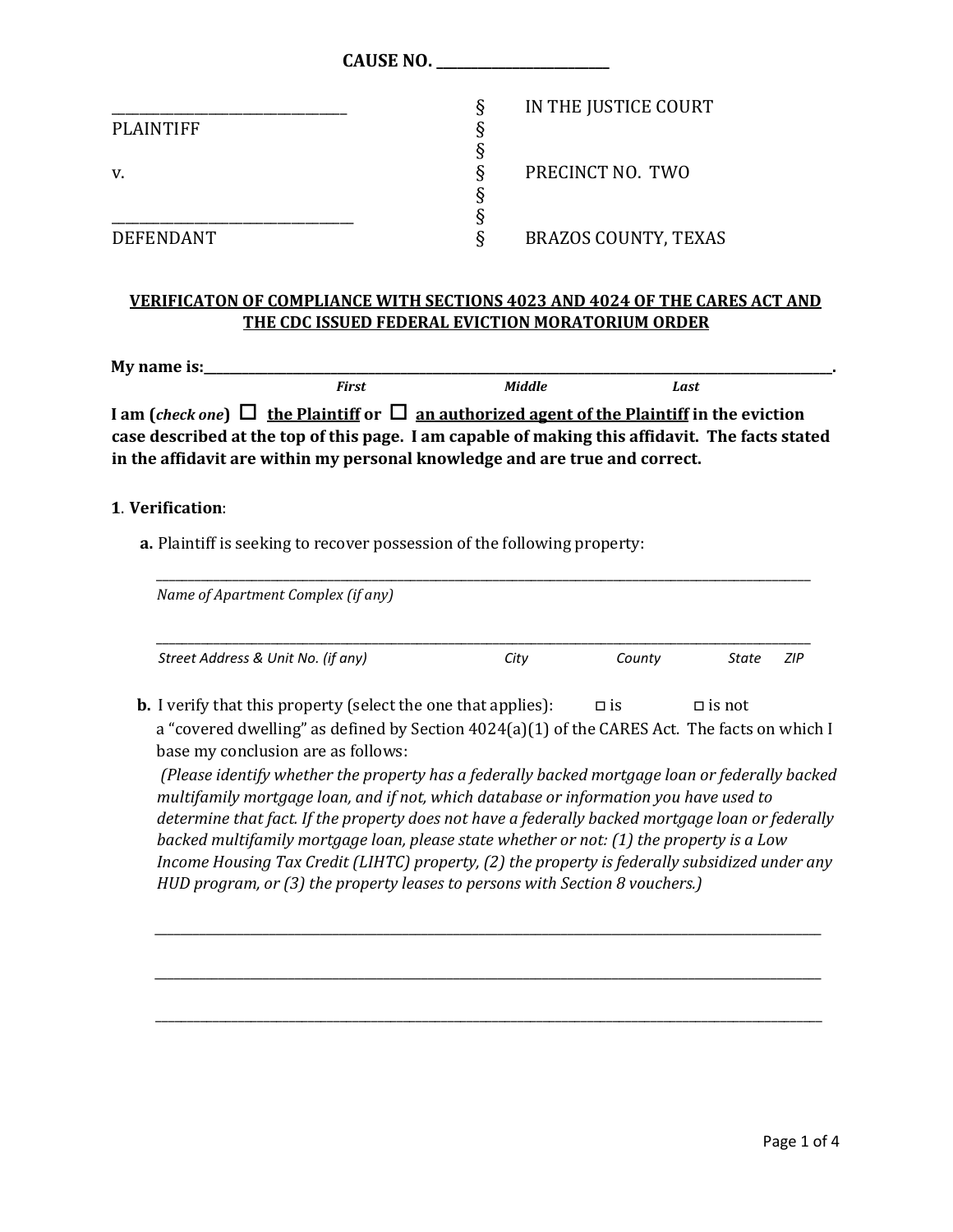**CAUSE NO. ________________________**

| | | |
|---|---|---|
| ________________________________ | § | IN THE JUSTICE COURT |
| PLAINTIFF | § | |
| | § | |
| v. | § | PRECINCT NO. TWO |
| | § | |
| ________________________________ | § | |
| DEFENDANT | § | BRAZOS COUNTY, TEXAS |

**VERIFICATON OF COMPLIANCE WITH SECTIONS 4023 AND 4024 OF THE CARES ACT AND THE CDC ISSUED FEDERAL EVICTION MORATORIUM ORDER**

**My name is:__________________________________________________________________________.**
*First* *Middle* *Last*

**I am (*check one*) ☐ the Plaintiff or ☐ an authorized agent of the Plaintiff in the eviction case described at the top of this page. I am capable of making this affidavit. The facts stated in the affidavit are within my personal knowledge and are true and correct.**

**1**. **Verification**:

**a.** Plaintiff is seeking to recover possession of the following property:

________________________________________________________________________________
*Name of Apartment Complex (if any)*

________________________________________________________________________________
*Street Address & Unit No. (if any)* *City* *County* *State* *ZIP*

**b.** I verify that this property (select the one that applies): ◻ is ◻ is not a "covered dwelling" as defined by Section 4024(a)(1) of the CARES Act. The facts on which I base my conclusion are as follows:

*(Please identify whether the property has a federally backed mortgage loan or federally backed multifamily mortgage loan, and if not, which database or information you have used to determine that fact. If the property does not have a federally backed mortgage loan or federally backed multifamily mortgage loan, please state whether or not: (1) the property is a Low Income Housing Tax Credit (LIHTC) property, (2) the property is federally subsidized under any HUD program, or (3) the property leases to persons with Section 8 vouchers.)*

________________________________________________________________________________

________________________________________________________________________________

________________________________________________________________________________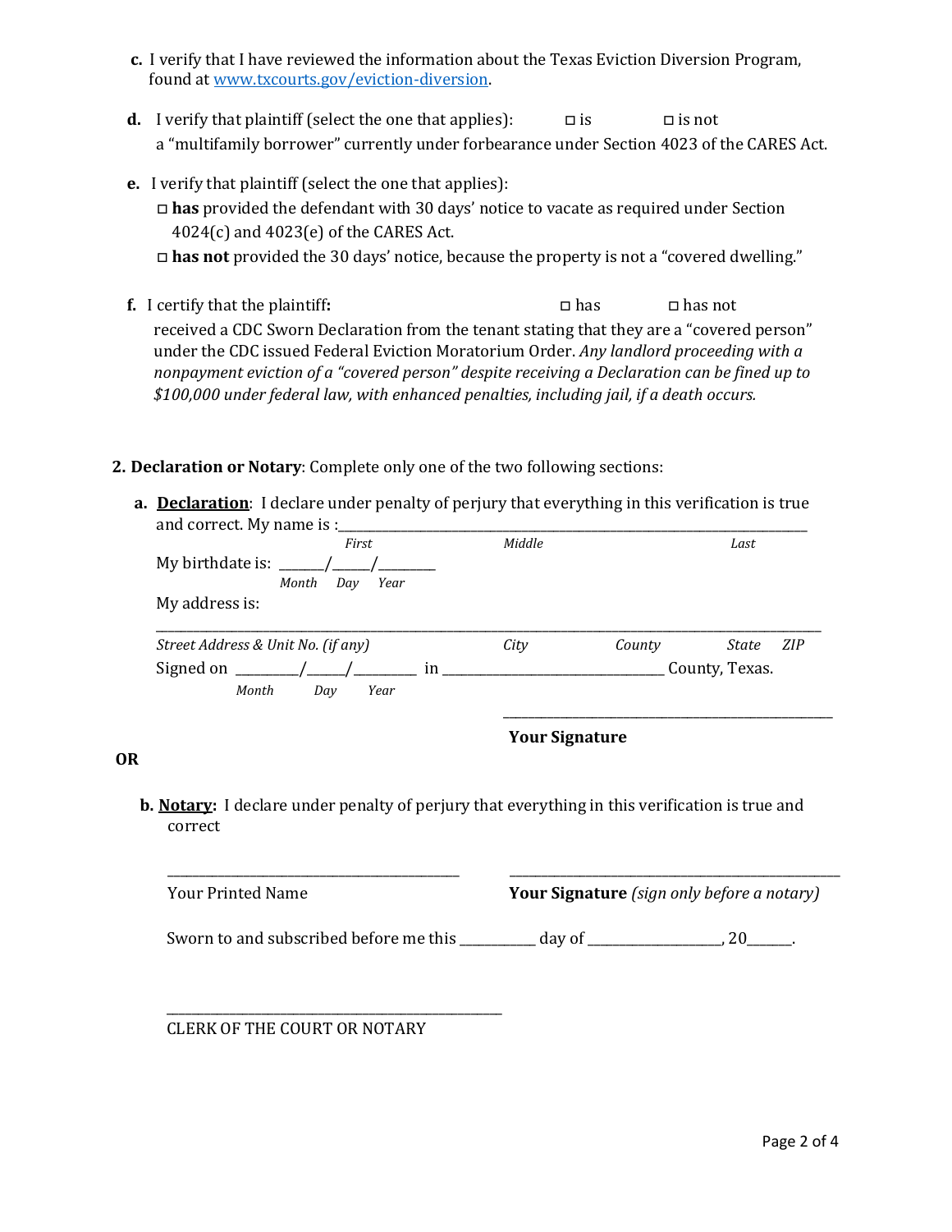c. I verify that I have reviewed the information about the Texas Eviction Diversion Program, found at www.txcourts.gov/eviction-diversion.

d. I verify that plaintiff (select the one that applies): ◻ is ◻ is not a "multifamily borrower" currently under forbearance under Section 4023 of the CARES Act.

e. I verify that plaintiff (select the one that applies):

◻ **has** provided the defendant with 30 days' notice to vacate as required under Section 4024(c) and 4023(e) of the CARES Act.

◻ **has not** provided the 30 days' notice, because the property is not a "covered dwelling."

f. I certify that the plaintiff**:** ◻ has ◻ has not received a CDC Sworn Declaration from the tenant stating that they are a "covered person" under the CDC issued Federal Eviction Moratorium Order. *Any landlord proceeding with a nonpayment eviction of a "covered person" despite receiving a Declaration can be fined up to $100,000 under federal law, with enhanced penalties, including jail, if a death occurs.*

**2. Declaration or Notary**: Complete only one of the two following sections:

a. **Declaration**: I declare under penalty of perjury that everything in this verification is true and correct. My name is :______________________________________________

*First* *Middle* *Last*

My birthdate is: ______/_____/________

*Month* *Day* *Year*

My address is:

__________________________________________________________________________

*Street Address & Unit No. (if any)* *City* *County* *State* *ZIP*

Signed on _________/_____/_________ in ______________________________ County, Texas.

*Month* *Day* *Year*

______________________________________

**Your Signature**

**OR**

b. **Notary:** I declare under penalty of perjury that everything in this verification is true and correct

______________________________ ______________________________

Your Printed Name **Your Signature** *(sign only before a notary)*

Sworn to and subscribed before me this __________ day of __________________, 20______.

______________________________________

CLERK OF THE COURT OR NOTARY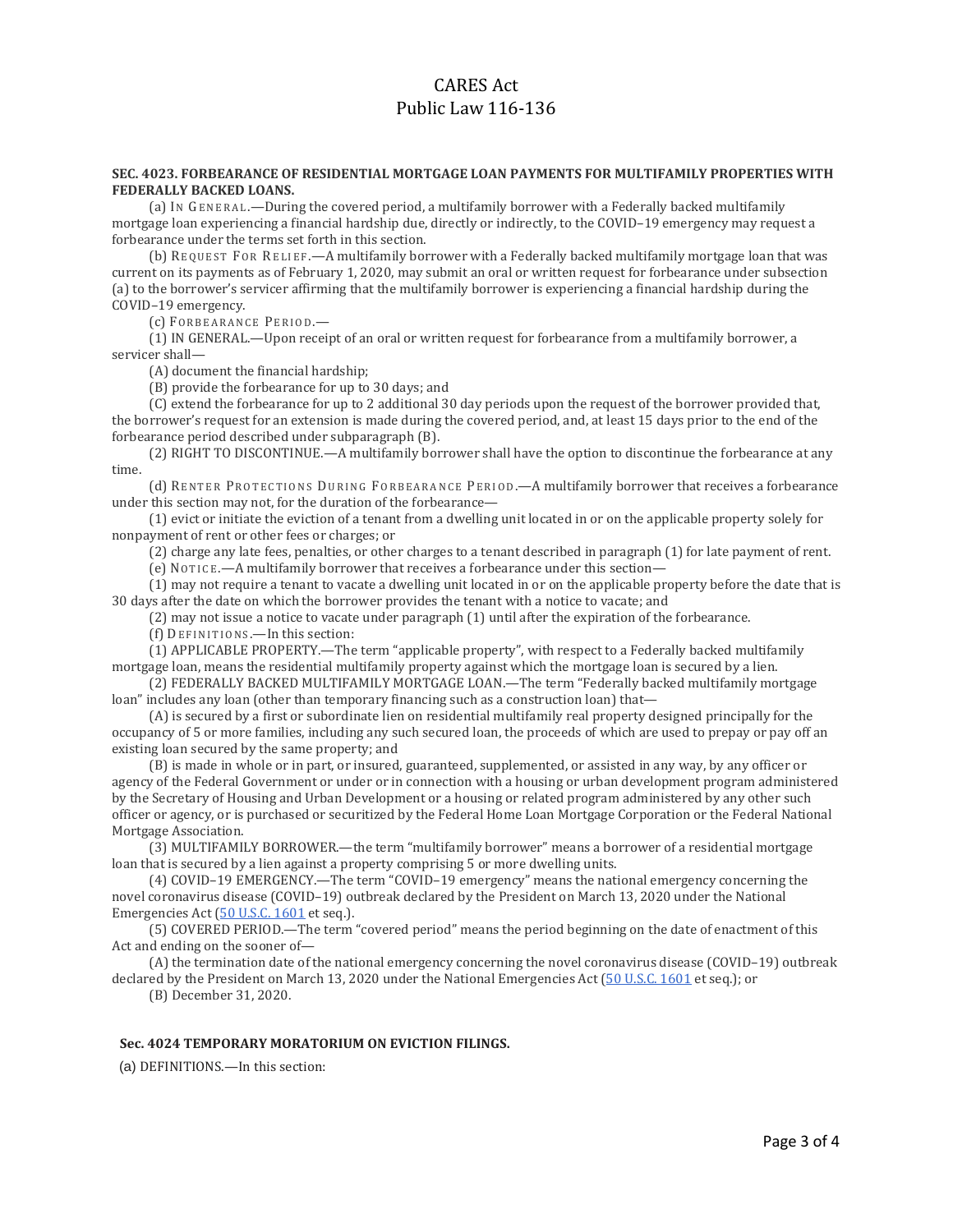# CARES Act
# Public Law 116-136

**SEC. 4023. FORBEARANCE OF RESIDENTIAL MORTGAGE LOAN PAYMENTS FOR MULTIFAMILY PROPERTIES WITH FEDERALLY BACKED LOANS.**

(a) IN GENERAL.—During the covered period, a multifamily borrower with a Federally backed multifamily mortgage loan experiencing a financial hardship due, directly or indirectly, to the COVID–19 emergency may request a forbearance under the terms set forth in this section.

(b) REQUEST FOR RELIEF.—A multifamily borrower with a Federally backed multifamily mortgage loan that was current on its payments as of February 1, 2020, may submit an oral or written request for forbearance under subsection (a) to the borrower's servicer affirming that the multifamily borrower is experiencing a financial hardship during the COVID–19 emergency.

(c) FORBEARANCE PERIOD.—

(1) IN GENERAL.—Upon receipt of an oral or written request for forbearance from a multifamily borrower, a servicer shall—

(A) document the financial hardship;

(B) provide the forbearance for up to 30 days; and

(C) extend the forbearance for up to 2 additional 30 day periods upon the request of the borrower provided that, the borrower's request for an extension is made during the covered period, and, at least 15 days prior to the end of the forbearance period described under subparagraph (B).

(2) RIGHT TO DISCONTINUE.—A multifamily borrower shall have the option to discontinue the forbearance at any time.

(d) RENTER PROTECTIONS DURING FORBEARANCE PERIOD.—A multifamily borrower that receives a forbearance under this section may not, for the duration of the forbearance—

(1) evict or initiate the eviction of a tenant from a dwelling unit located in or on the applicable property solely for nonpayment of rent or other fees or charges; or

(2) charge any late fees, penalties, or other charges to a tenant described in paragraph (1) for late payment of rent.

(e) NOTICE.—A multifamily borrower that receives a forbearance under this section—

(1) may not require a tenant to vacate a dwelling unit located in or on the applicable property before the date that is 30 days after the date on which the borrower provides the tenant with a notice to vacate; and

(2) may not issue a notice to vacate under paragraph (1) until after the expiration of the forbearance.

(f) DEFINITIONS.—In this section:

(1) APPLICABLE PROPERTY.—The term "applicable property", with respect to a Federally backed multifamily mortgage loan, means the residential multifamily property against which the mortgage loan is secured by a lien.

(2) FEDERALLY BACKED MULTIFAMILY MORTGAGE LOAN.—The term "Federally backed multifamily mortgage loan" includes any loan (other than temporary financing such as a construction loan) that—

(A) is secured by a first or subordinate lien on residential multifamily real property designed principally for the occupancy of 5 or more families, including any such secured loan, the proceeds of which are used to prepay or pay off an existing loan secured by the same property; and

(B) is made in whole or in part, or insured, guaranteed, supplemented, or assisted in any way, by any officer or agency of the Federal Government or under or in connection with a housing or urban development program administered by the Secretary of Housing and Urban Development or a housing or related program administered by any other such officer or agency, or is purchased or securitized by the Federal Home Loan Mortgage Corporation or the Federal National Mortgage Association.

(3) MULTIFAMILY BORROWER.—the term "multifamily borrower" means a borrower of a residential mortgage loan that is secured by a lien against a property comprising 5 or more dwelling units.

(4) COVID–19 EMERGENCY.—The term "COVID–19 emergency" means the national emergency concerning the novel coronavirus disease (COVID–19) outbreak declared by the President on March 13, 2020 under the National Emergencies Act (50 U.S.C. 1601 et seq.).

(5) COVERED PERIOD.—The term "covered period" means the period beginning on the date of enactment of this Act and ending on the sooner of—

(A) the termination date of the national emergency concerning the novel coronavirus disease (COVID–19) outbreak declared by the President on March 13, 2020 under the National Emergencies Act (50 U.S.C. 1601 et seq.); or

(B) December 31, 2020.

**Sec. 4024 TEMPORARY MORATORIUM ON EVICTION FILINGS.**

(a) DEFINITIONS.—In this section: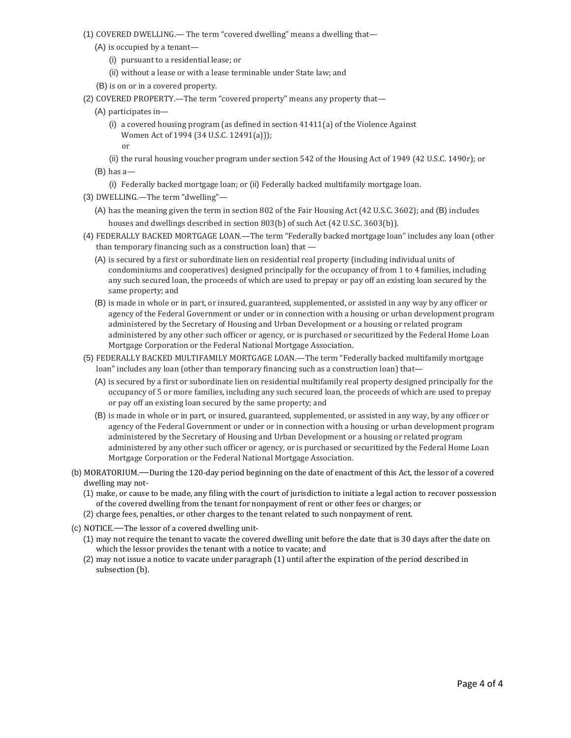(1) COVERED DWELLING.— The term "covered dwelling" means a dwelling that—

(A) is occupied by a tenant—

(i) pursuant to a residential lease; or

(ii) without a lease or with a lease terminable under State law; and

(B) is on or in a covered property.

(2) COVERED PROPERTY.—The term "covered property" means any property that—

(A) participates in—

(i) a covered housing program (as defined in section 41411(a) of the Violence Against Women Act of 1994 (34 U.S.C. 12491(a)));
or

(ii) the rural housing voucher program under section 542 of the Housing Act of 1949 (42 U.S.C. 1490r); or

(B) has a—

(i) Federally backed mortgage loan; or (ii) Federally backed multifamily mortgage loan.

(3) DWELLING.—The term "dwelling"—

(A) has the meaning given the term in section 802 of the Fair Housing Act (42 U.S.C. 3602); and (B) includes houses and dwellings described in section 803(b) of such Act (42 U.S.C. 3603(b)).

(4) FEDERALLY BACKED MORTGAGE LOAN.—The term "Federally backed mortgage loan" includes any loan (other than temporary financing such as a construction loan) that —

(A) is secured by a first or subordinate lien on residential real property (including individual units of condominiums and cooperatives) designed principally for the occupancy of from 1 to 4 families, including any such secured loan, the proceeds of which are used to prepay or pay off an existing loan secured by the same property; and

(B) is made in whole or in part, or insured, guaranteed, supplemented, or assisted in any way by any officer or agency of the Federal Government or under or in connection with a housing or urban development program administered by the Secretary of Housing and Urban Development or a housing or related program administered by any other such officer or agency, or is purchased or securitized by the Federal Home Loan Mortgage Corporation or the Federal National Mortgage Association.

(5) FEDERALLY BACKED MULTIFAMILY MORTGAGE LOAN.—The term "Federally backed multifamily mortgage loan" includes any loan (other than temporary financing such as a construction loan) that—

(A) is secured by a first or subordinate lien on residential multifamily real property designed principally for the occupancy of 5 or more families, including any such secured loan, the proceeds of which are used to prepay or pay off an existing loan secured by the same property; and

(B) is made in whole or in part, or insured, guaranteed, supplemented, or assisted in any way, by any officer or agency of the Federal Government or under or in connection with a housing or urban development program administered by the Secretary of Housing and Urban Development or a housing or related program administered by any other such officer or agency, or is purchased or securitized by the Federal Home Loan Mortgage Corporation or the Federal National Mortgage Association.

(b) MORATORIUM.—During the 120-day period beginning on the date of enactment of this Act, the lessor of a covered dwelling may not-

(1) make, or cause to be made, any filing with the court of jurisdiction to initiate a legal action to recover possession of the covered dwelling from the tenant for nonpayment of rent or other fees or charges; or

(2) charge fees, penalties, or other charges to the tenant related to such nonpayment of rent.

(c) NOTICE.—The lessor of a covered dwelling unit-

(1) may not require the tenant to vacate the covered dwelling unit before the date that is 30 days after the date on which the lessor provides the tenant with a notice to vacate; and

(2) may not issue a notice to vacate under paragraph (1) until after the expiration of the period described in subsection (b).